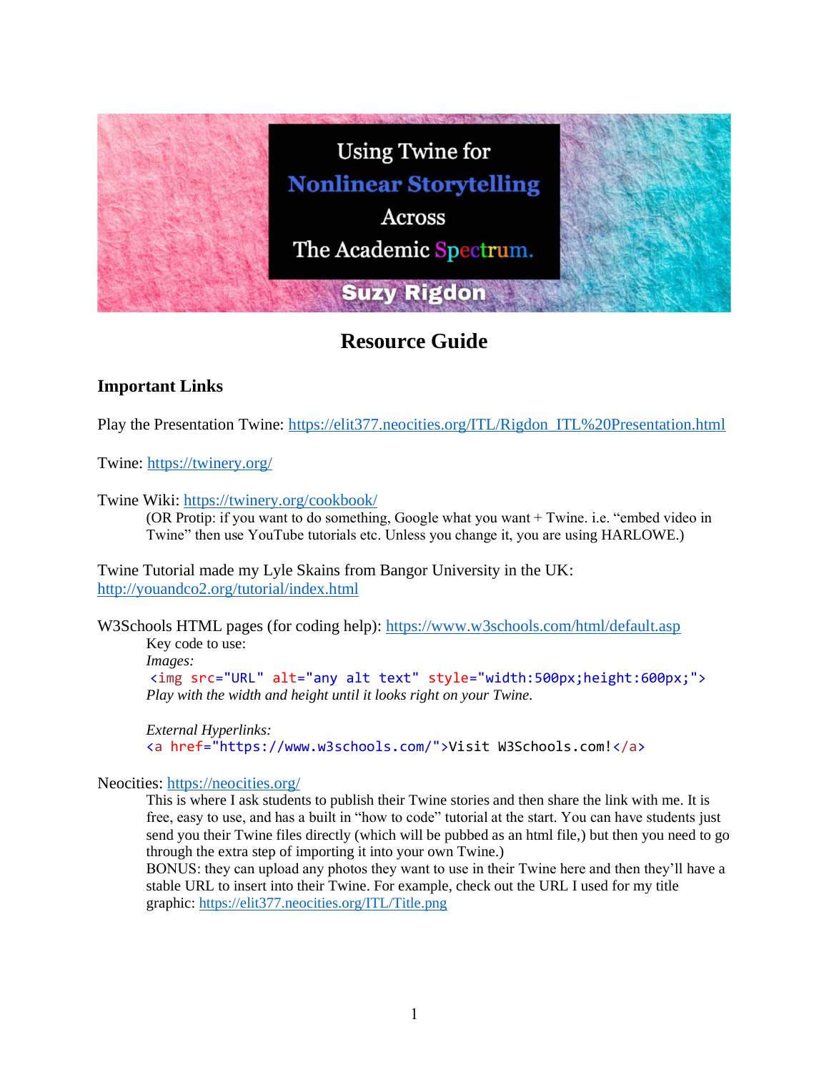Using Twine for Nonlinear Storytelling Across The Academic Spectrum.

Suzy Rigdon

# Resource Guide

## Important Links

Play the Presentation Twine: https://elit377.neocities.org/ITL/Rigdon_ITL%20Presentation.html

Twine: https://twinery.org/

Twine Wiki: https://twinery.org/cookbook/

(OR Protip: if you want to do something, Google what you want + Twine. i.e. "embed video in Twine" then use YouTube tutorials etc. Unless you change it, you are using HARLOWE.)

Twine Tutorial made my Lyle Skains from Bangor University in the UK: http://youandco2.org/tutorial/index.html

W3Schools HTML pages (for coding help): https://www.w3schools.com/html/default.asp

Key code to use:

*Images:*

```
<img src="URL" alt="any alt text" style="width:500px;height:600px;">
```

*Play with the width and height until it looks right on your Twine.*

*External Hyperlinks:*

```
<a href="https://www.w3schools.com/">Visit W3Schools.com!</a>
```

Neocities: https://neocities.org/

This is where I ask students to publish their Twine stories and then share the link with me. It is free, easy to use, and has a built in "how to code" tutorial at the start. You can have students just send you their Twine files directly (which will be pubbed as an html file,) but then you need to go through the extra step of importing it into your own Twine.)

BONUS: they can upload any photos they want to use in their Twine here and then they'll have a stable URL to insert into their Twine. For example, check out the URL I used for my title graphic: https://elit377.neocities.org/ITL/Title.png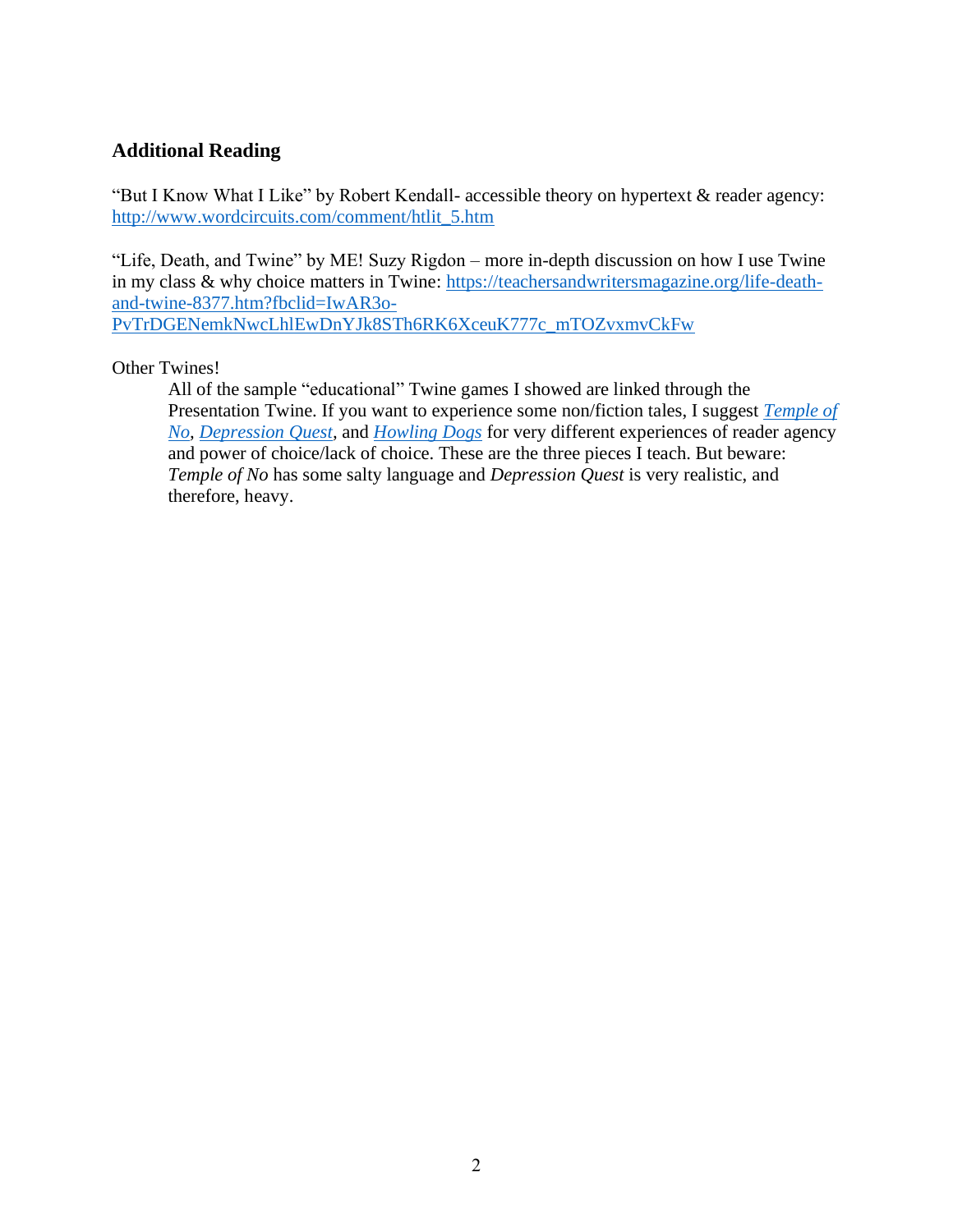## Additional Reading

"But I Know What I Like" by Robert Kendall- accessible theory on hypertext & reader agency: http://www.wordcircuits.com/comment/htlit_5.htm

"Life, Death, and Twine" by ME! Suzy Rigdon – more in-depth discussion on how I use Twine in my class & why choice matters in Twine: https://teachersandwritersmagazine.org/life-death-and-twine-8377.htm?fbclid=IwAR3o-PvTrDGENemkNwcLhlEwDnYJk8STh6RK6XceuK777c_mTOZvxmvCkFw

Other Twines!

> All of the sample "educational" Twine games I showed are linked through the Presentation Twine. If you want to experience some non/fiction tales, I suggest *Temple of No*, *Depression Quest*, and *Howling Dogs* for very different experiences of reader agency and power of choice/lack of choice. These are the three pieces I teach. But beware: *Temple of No* has some salty language and *Depression Quest* is very realistic, and therefore, heavy.